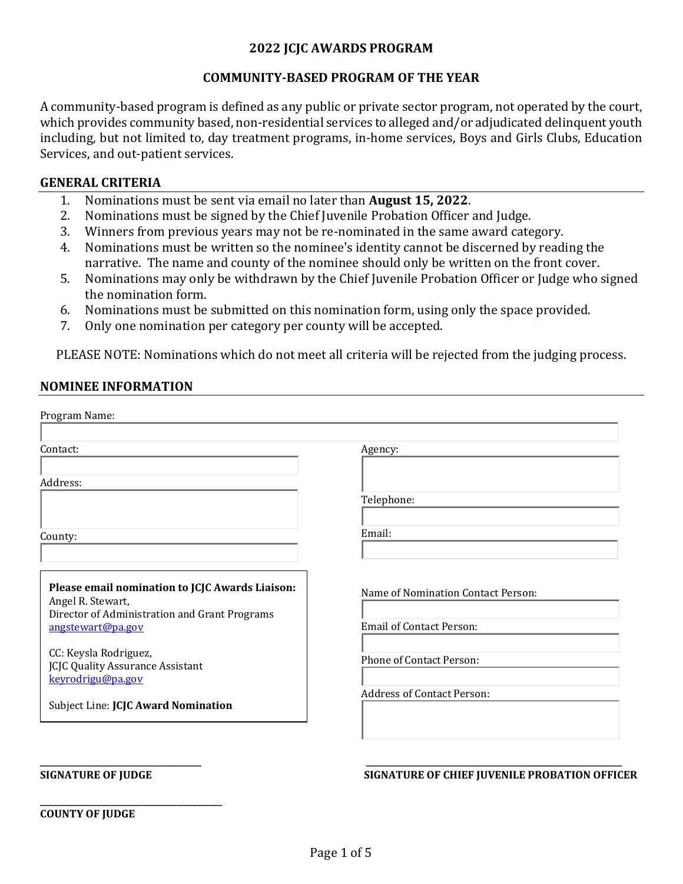# 2022 JCJC AWARDS PROGRAM

## COMMUNITY-BASED PROGRAM OF THE YEAR

A community-based program is defined as any public or private sector program, not operated by the court, which provides community based, non-residential services to alleged and/or adjudicated delinquent youth including, but not limited to, day treatment programs, in-home services, Boys and Girls Clubs, Education Services, and out-patient services.

### GENERAL CRITERIA

1. Nominations must be sent via email no later than **August 15, 2022**.
2. Nominations must be signed by the Chief Juvenile Probation Officer and Judge.
3. Winners from previous years may not be re-nominated in the same award category.
4. Nominations must be written so the nominee's identity cannot be discerned by reading the narrative. The name and county of the nominee should only be written on the front cover.
5. Nominations may only be withdrawn by the Chief Juvenile Probation Officer or Judge who signed the nomination form.
6. Nominations must be submitted on this nomination form, using only the space provided.
7. Only one nomination per category per county will be accepted.

PLEASE NOTE: Nominations which do not meet all criteria will be rejected from the judging process.

### NOMINEE INFORMATION

Program Name:

Contact:

Address:

County:

Agency:

Telephone:

Email:

**Please email nomination to JCJC Awards Liaison:**
Angel R. Stewart,
Director of Administration and Grant Programs
angstewart@pa.gov

CC: Keysla Rodriguez,
JCJC Quality Assurance Assistant
keyrodrigu@pa.gov

Subject Line: **JCJC Award Nomination**

Name of Nomination Contact Person:

Email of Contact Person:

Phone of Contact Person:

Address of Contact Person:

\_\_\_\_\_\_\_\_\_\_\_\_\_\_\_\_\_\_\_\_\_\_\_\_\_\_\_\_\_\_\_\_
**SIGNATURE OF JUDGE**

\_\_\_\_\_\_\_\_\_\_\_\_\_\_\_\_\_\_\_\_\_\_\_\_\_\_\_\_\_\_\_\_
**SIGNATURE OF CHIEF JUVENILE PROBATION OFFICER**

\_\_\_\_\_\_\_\_\_\_\_\_\_\_\_\_\_\_\_\_\_\_\_\_\_\_\_\_\_\_\_\_
**COUNTY OF JUDGE**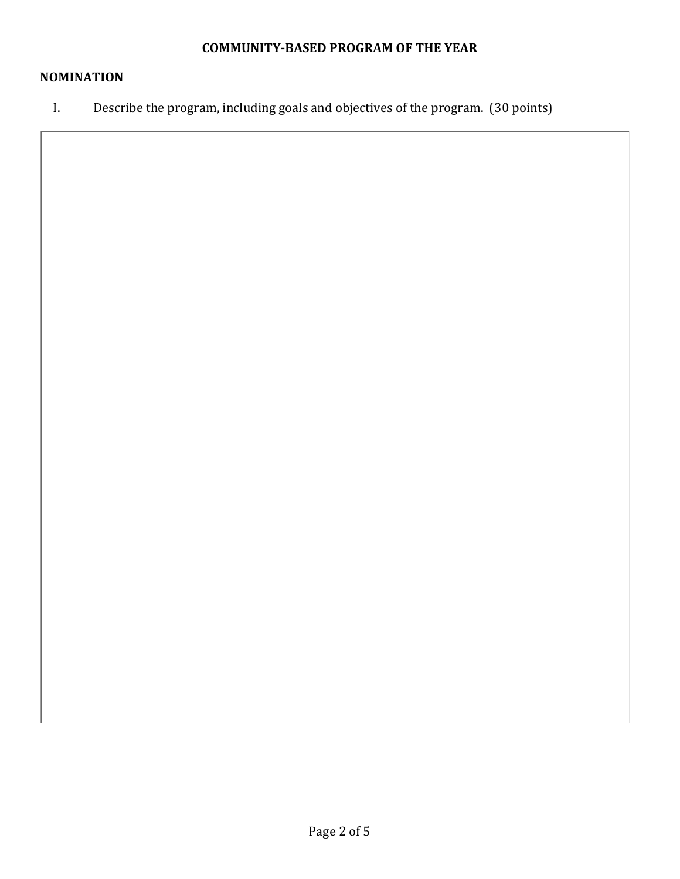**COMMUNITY-BASED PROGRAM OF THE YEAR**

## NOMINATION

I. Describe the program, including goals and objectives of the program. (30 points)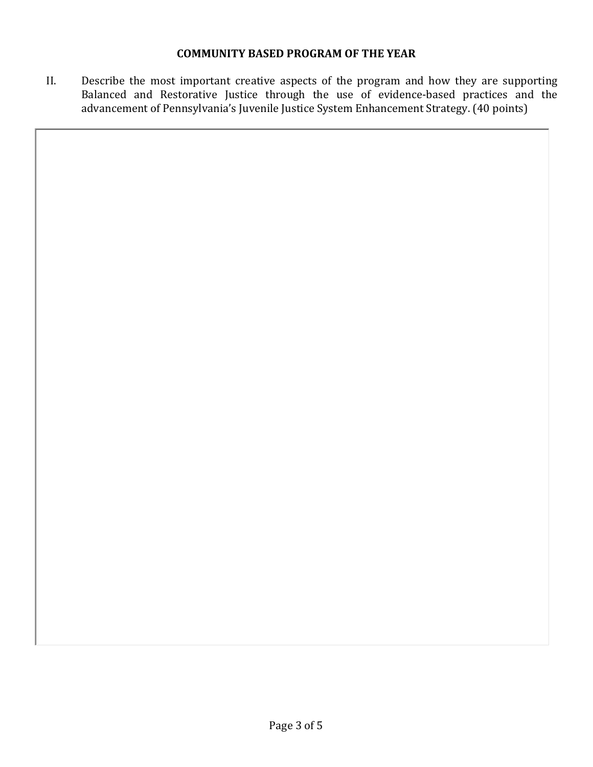## COMMUNITY BASED PROGRAM OF THE YEAR

II. Describe the most important creative aspects of the program and how they are supporting Balanced and Restorative Justice through the use of evidence-based practices and the advancement of Pennsylvania's Juvenile Justice System Enhancement Strategy. (40 points)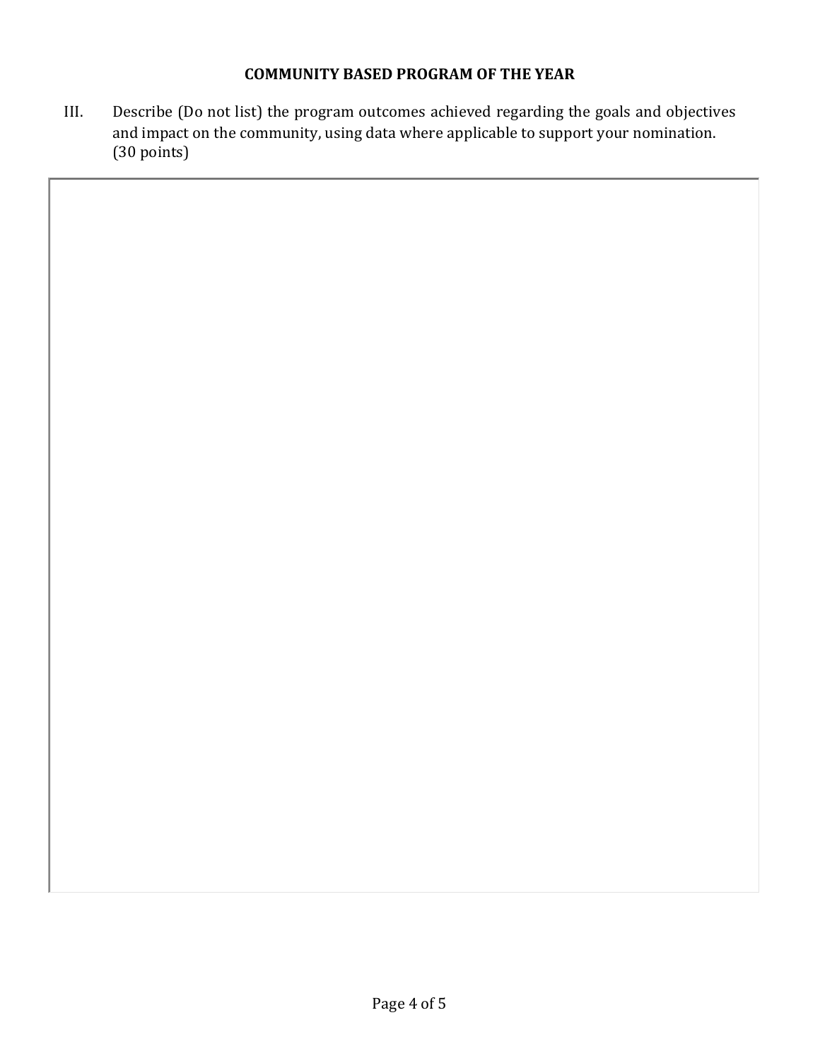**COMMUNITY BASED PROGRAM OF THE YEAR**

III. Describe (Do not list) the program outcomes achieved regarding the goals and objectives and impact on the community, using data where applicable to support your nomination. (30 points)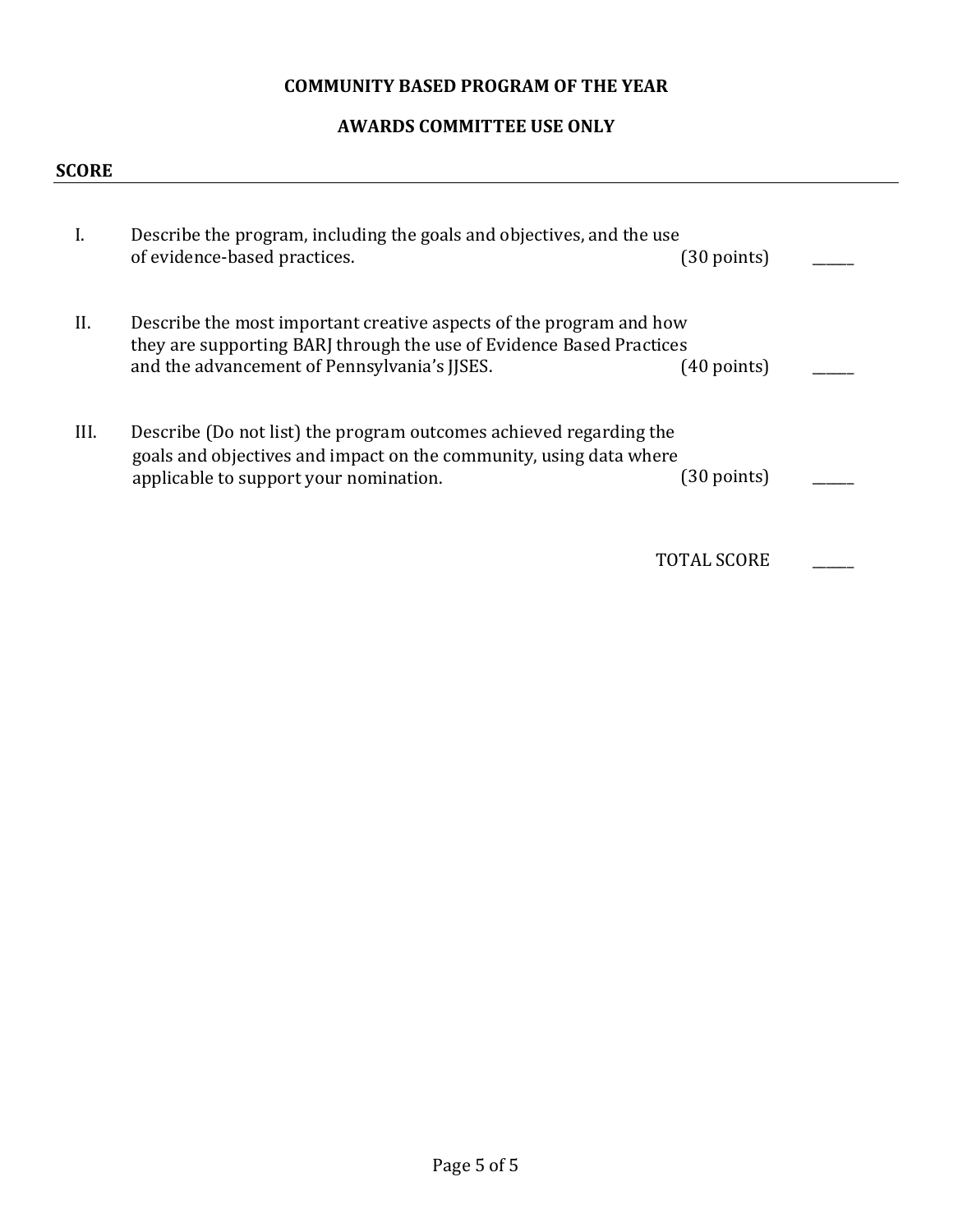**COMMUNITY BASED PROGRAM OF THE YEAR**

**AWARDS COMMITTEE USE ONLY**

**SCORE**

---

| | | | |
|---|---|---|---|
| I. | Describe the program, including the goals and objectives, and the use of evidence-based practices. | (30 points) | ______ |
| II. | Describe the most important creative aspects of the program and how they are supporting BARJ through the use of Evidence Based Practices and the advancement of Pennsylvania's JJSES. | (40 points) | ______ |
| III. | Describe (Do not list) the program outcomes achieved regarding the goals and objectives and impact on the community, using data where applicable to support your nomination. | (30 points) | ______ |
| | | TOTAL SCORE | ______ |